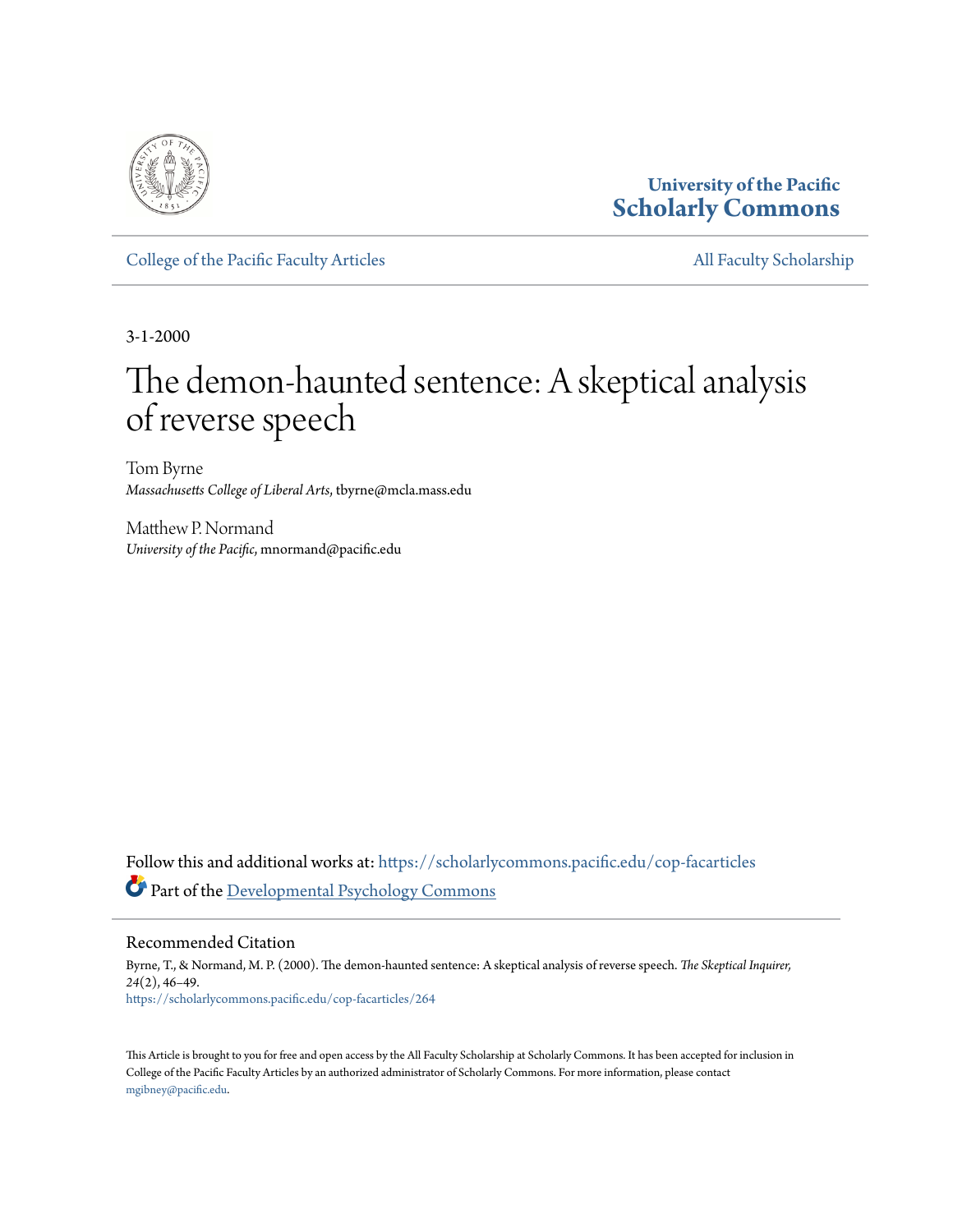University of the Pacific
**Scholarly Commons**

College of the Pacific Faculty Articles | All Faculty Scholarship

3-1-2000

# The demon-haunted sentence: A skeptical analysis of reverse speech

Tom Byrne
*Massachusetts College of Liberal Arts*, tbyrne@mcla.mass.edu

Matthew P. Normand
*University of the Pacific*, mnormand@pacific.edu

Follow this and additional works at: https://scholarlycommons.pacific.edu/cop-facarticles

Part of the Developmental Psychology Commons

## Recommended Citation

Byrne, T., & Normand, M. P. (2000). The demon-haunted sentence: A skeptical analysis of reverse speech. *The Skeptical Inquirer, 24*(2), 46–49.
https://scholarlycommons.pacific.edu/cop-facarticles/264

This Article is brought to you for free and open access by the All Faculty Scholarship at Scholarly Commons. It has been accepted for inclusion in College of the Pacific Faculty Articles by an authorized administrator of Scholarly Commons. For more information, please contact mgibney@pacific.edu.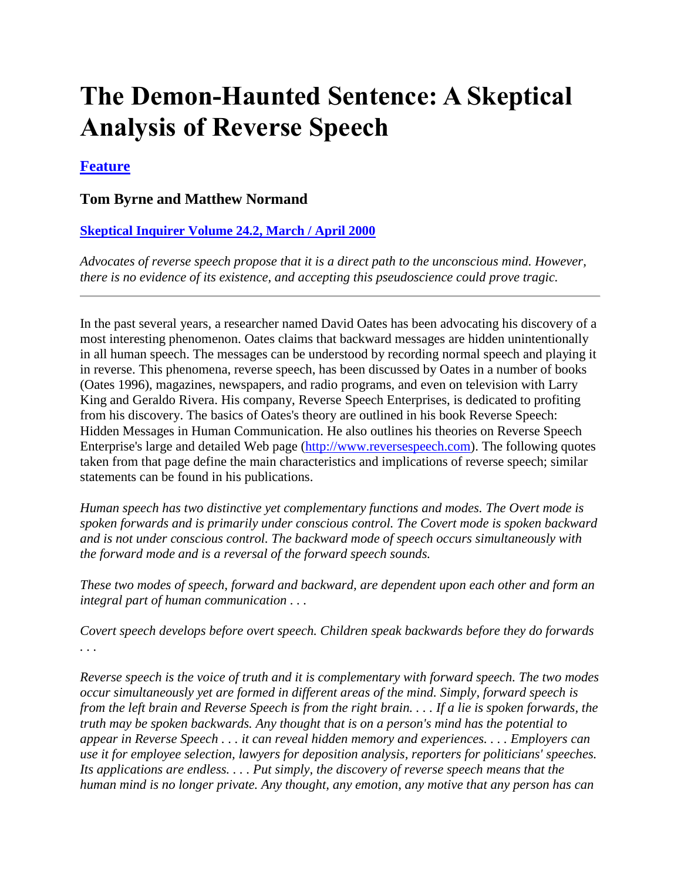# The Demon-Haunted Sentence: A Skeptical Analysis of Reverse Speech

### [Feature]

### Tom Byrne and Matthew Normand

### [Skeptical Inquirer Volume 24.2, March / April 2000]

*Advocates of reverse speech propose that it is a direct path to the unconscious mind. However, there is no evidence of its existence, and accepting this pseudoscience could prove tragic.*

---

In the past several years, a researcher named David Oates has been advocating his discovery of a most interesting phenomenon. Oates claims that backward messages are hidden unintentionally in all human speech. The messages can be understood by recording normal speech and playing it in reverse. This phenomena, reverse speech, has been discussed by Oates in a number of books (Oates 1996), magazines, newspapers, and radio programs, and even on television with Larry King and Geraldo Rivera. His company, Reverse Speech Enterprises, is dedicated to profiting from his discovery. The basics of Oates's theory are outlined in his book Reverse Speech: Hidden Messages in Human Communication. He also outlines his theories on Reverse Speech Enterprise's large and detailed Web page (http://www.reversespeech.com). The following quotes taken from that page define the main characteristics and implications of reverse speech; similar statements can be found in his publications.

*Human speech has two distinctive yet complementary functions and modes. The Overt mode is spoken forwards and is primarily under conscious control. The Covert mode is spoken backward and is not under conscious control. The backward mode of speech occurs simultaneously with the forward mode and is a reversal of the forward speech sounds.*

*These two modes of speech, forward and backward, are dependent upon each other and form an integral part of human communication . . .*

*Covert speech develops before overt speech. Children speak backwards before they do forwards . . .*

*Reverse speech is the voice of truth and it is complementary with forward speech. The two modes occur simultaneously yet are formed in different areas of the mind. Simply, forward speech is from the left brain and Reverse Speech is from the right brain. . . . If a lie is spoken forwards, the truth may be spoken backwards. Any thought that is on a person's mind has the potential to appear in Reverse Speech . . . it can reveal hidden memory and experiences. . . . Employers can use it for employee selection, lawyers for deposition analysis, reporters for politicians' speeches. Its applications are endless. . . . Put simply, the discovery of reverse speech means that the human mind is no longer private. Any thought, any emotion, any motive that any person has can*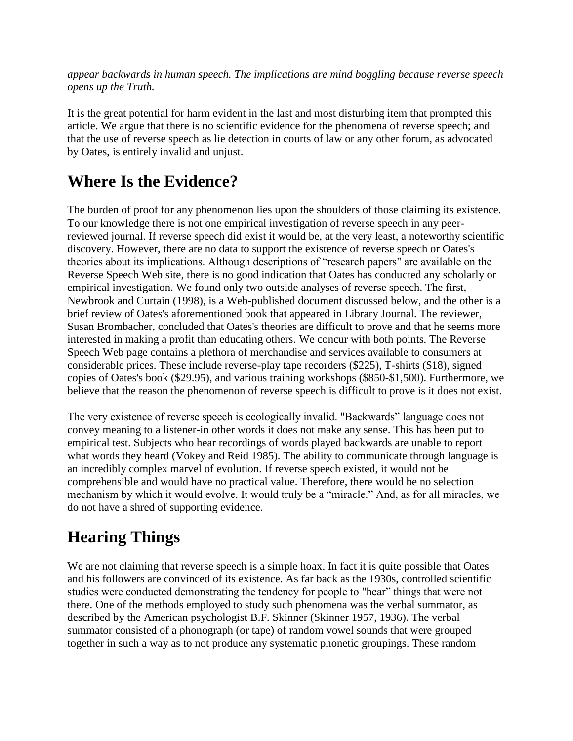*appear backwards in human speech. The implications are mind boggling because reverse speech opens up the Truth.*

It is the great potential for harm evident in the last and most disturbing item that prompted this article. We argue that there is no scientific evidence for the phenomena of reverse speech; and that the use of reverse speech as lie detection in courts of law or any other forum, as advocated by Oates, is entirely invalid and unjust.

## Where Is the Evidence?

The burden of proof for any phenomenon lies upon the shoulders of those claiming its existence. To our knowledge there is not one empirical investigation of reverse speech in any peer-reviewed journal. If reverse speech did exist it would be, at the very least, a noteworthy scientific discovery. However, there are no data to support the existence of reverse speech or Oates's theories about its implications. Although descriptions of "research papers" are available on the Reverse Speech Web site, there is no good indication that Oates has conducted any scholarly or empirical investigation. We found only two outside analyses of reverse speech. The first, Newbrook and Curtain (1998), is a Web-published document discussed below, and the other is a brief review of Oates's aforementioned book that appeared in Library Journal. The reviewer, Susan Brombacher, concluded that Oates's theories are difficult to prove and that he seems more interested in making a profit than educating others. We concur with both points. The Reverse Speech Web page contains a plethora of merchandise and services available to consumers at considerable prices. These include reverse-play tape recorders ($225), T-shirts ($18), signed copies of Oates's book ($29.95), and various training workshops ($850-$1,500). Furthermore, we believe that the reason the phenomenon of reverse speech is difficult to prove is it does not exist.

The very existence of reverse speech is ecologically invalid. "Backwards" language does not convey meaning to a listener-in other words it does not make any sense. This has been put to empirical test. Subjects who hear recordings of words played backwards are unable to report what words they heard (Vokey and Reid 1985). The ability to communicate through language is an incredibly complex marvel of evolution. If reverse speech existed, it would not be comprehensible and would have no practical value. Therefore, there would be no selection mechanism by which it would evolve. It would truly be a "miracle." And, as for all miracles, we do not have a shred of supporting evidence.

## Hearing Things

We are not claiming that reverse speech is a simple hoax. In fact it is quite possible that Oates and his followers are convinced of its existence. As far back as the 1930s, controlled scientific studies were conducted demonstrating the tendency for people to "hear" things that were not there. One of the methods employed to study such phenomena was the verbal summator, as described by the American psychologist B.F. Skinner (Skinner 1957, 1936). The verbal summator consisted of a phonograph (or tape) of random vowel sounds that were grouped together in such a way as to not produce any systematic phonetic groupings. These random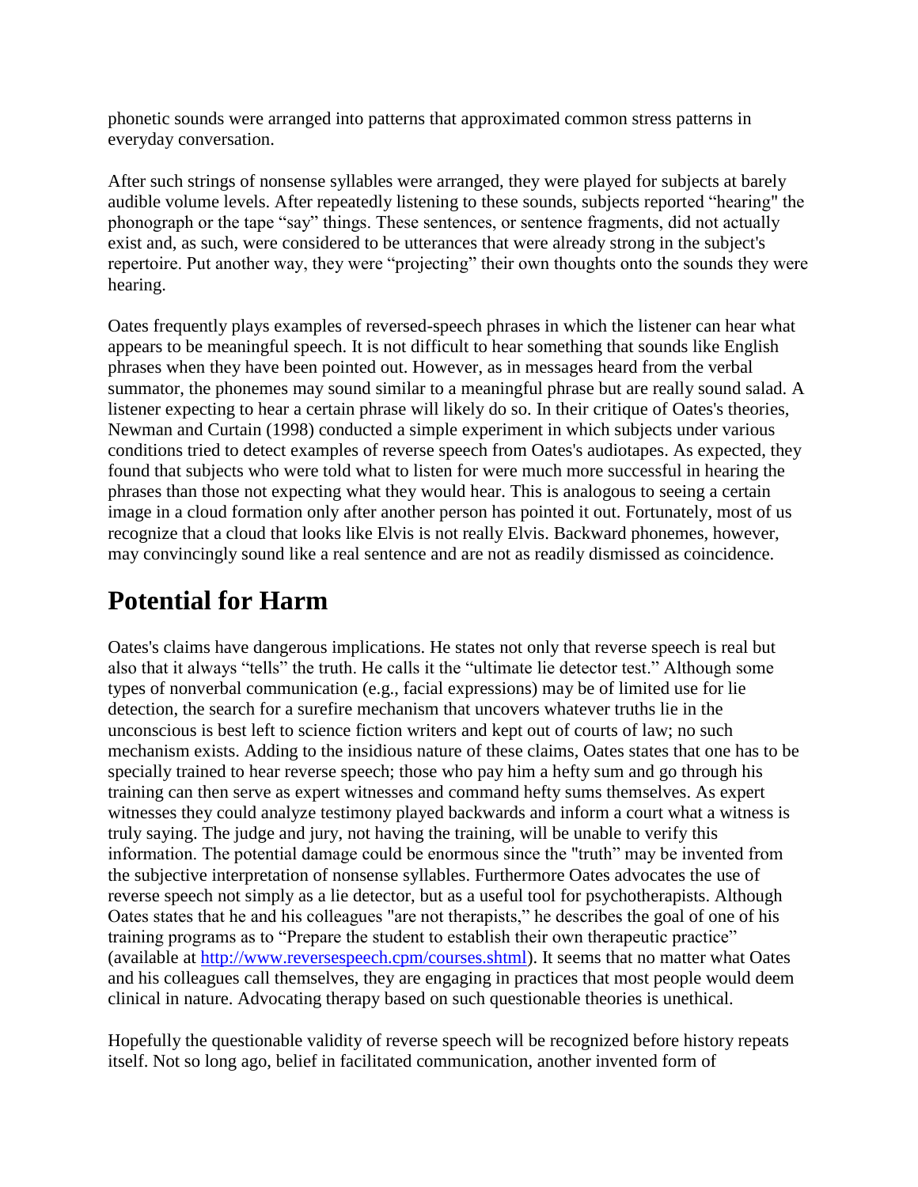phonetic sounds were arranged into patterns that approximated common stress patterns in everyday conversation.

After such strings of nonsense syllables were arranged, they were played for subjects at barely audible volume levels. After repeatedly listening to these sounds, subjects reported "hearing" the phonograph or the tape "say" things. These sentences, or sentence fragments, did not actually exist and, as such, were considered to be utterances that were already strong in the subject's repertoire. Put another way, they were "projecting" their own thoughts onto the sounds they were hearing.

Oates frequently plays examples of reversed-speech phrases in which the listener can hear what appears to be meaningful speech. It is not difficult to hear something that sounds like English phrases when they have been pointed out. However, as in messages heard from the verbal summator, the phonemes may sound similar to a meaningful phrase but are really sound salad. A listener expecting to hear a certain phrase will likely do so. In their critique of Oates's theories, Newman and Curtain (1998) conducted a simple experiment in which subjects under various conditions tried to detect examples of reverse speech from Oates's audiotapes. As expected, they found that subjects who were told what to listen for were much more successful in hearing the phrases than those not expecting what they would hear. This is analogous to seeing a certain image in a cloud formation only after another person has pointed it out. Fortunately, most of us recognize that a cloud that looks like Elvis is not really Elvis. Backward phonemes, however, may convincingly sound like a real sentence and are not as readily dismissed as coincidence.

## Potential for Harm

Oates's claims have dangerous implications. He states not only that reverse speech is real but also that it always "tells" the truth. He calls it the "ultimate lie detector test." Although some types of nonverbal communication (e.g., facial expressions) may be of limited use for lie detection, the search for a surefire mechanism that uncovers whatever truths lie in the unconscious is best left to science fiction writers and kept out of courts of law; no such mechanism exists. Adding to the insidious nature of these claims, Oates states that one has to be specially trained to hear reverse speech; those who pay him a hefty sum and go through his training can then serve as expert witnesses and command hefty sums themselves. As expert witnesses they could analyze testimony played backwards and inform a court what a witness is truly saying. The judge and jury, not having the training, will be unable to verify this information. The potential damage could be enormous since the "truth" may be invented from the subjective interpretation of nonsense syllables. Furthermore Oates advocates the use of reverse speech not simply as a lie detector, but as a useful tool for psychotherapists. Although Oates states that he and his colleagues "are not therapists," he describes the goal of one of his training programs as to "Prepare the student to establish their own therapeutic practice" (available at [http://www.reversespeech.cpm/courses.shtml](http://www.reversespeech.cpm/courses.shtml)). It seems that no matter what Oates and his colleagues call themselves, they are engaging in practices that most people would deem clinical in nature. Advocating therapy based on such questionable theories is unethical.

Hopefully the questionable validity of reverse speech will be recognized before history repeats itself. Not so long ago, belief in facilitated communication, another invented form of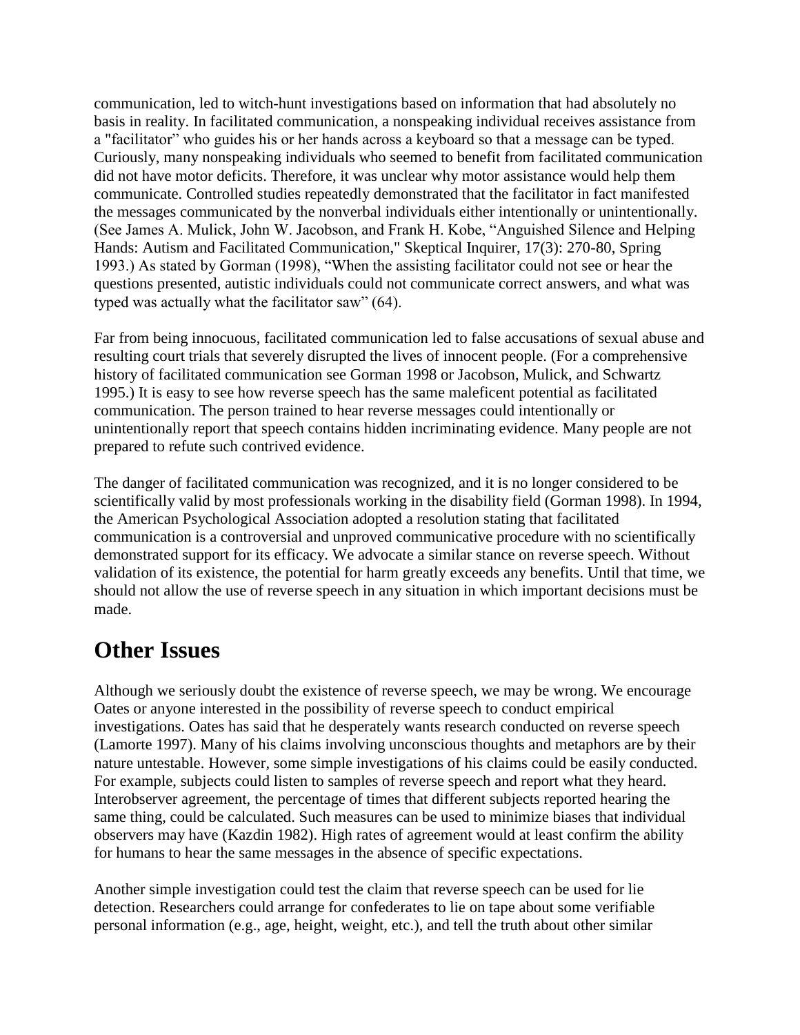communication, led to witch-hunt investigations based on information that had absolutely no basis in reality. In facilitated communication, a nonspeaking individual receives assistance from a "facilitator" who guides his or her hands across a keyboard so that a message can be typed. Curiously, many nonspeaking individuals who seemed to benefit from facilitated communication did not have motor deficits. Therefore, it was unclear why motor assistance would help them communicate. Controlled studies repeatedly demonstrated that the facilitator in fact manifested the messages communicated by the nonverbal individuals either intentionally or unintentionally. (See James A. Mulick, John W. Jacobson, and Frank H. Kobe, "Anguished Silence and Helping Hands: Autism and Facilitated Communication," Skeptical Inquirer, 17(3): 270-80, Spring 1993.) As stated by Gorman (1998), "When the assisting facilitator could not see or hear the questions presented, autistic individuals could not communicate correct answers, and what was typed was actually what the facilitator saw" (64).

Far from being innocuous, facilitated communication led to false accusations of sexual abuse and resulting court trials that severely disrupted the lives of innocent people. (For a comprehensive history of facilitated communication see Gorman 1998 or Jacobson, Mulick, and Schwartz 1995.) It is easy to see how reverse speech has the same maleficent potential as facilitated communication. The person trained to hear reverse messages could intentionally or unintentionally report that speech contains hidden incriminating evidence. Many people are not prepared to refute such contrived evidence.

The danger of facilitated communication was recognized, and it is no longer considered to be scientifically valid by most professionals working in the disability field (Gorman 1998). In 1994, the American Psychological Association adopted a resolution stating that facilitated communication is a controversial and unproved communicative procedure with no scientifically demonstrated support for its efficacy. We advocate a similar stance on reverse speech. Without validation of its existence, the potential for harm greatly exceeds any benefits. Until that time, we should not allow the use of reverse speech in any situation in which important decisions must be made.

## Other Issues

Although we seriously doubt the existence of reverse speech, we may be wrong. We encourage Oates or anyone interested in the possibility of reverse speech to conduct empirical investigations. Oates has said that he desperately wants research conducted on reverse speech (Lamorte 1997). Many of his claims involving unconscious thoughts and metaphors are by their nature untestable. However, some simple investigations of his claims could be easily conducted. For example, subjects could listen to samples of reverse speech and report what they heard. Interobserver agreement, the percentage of times that different subjects reported hearing the same thing, could be calculated. Such measures can be used to minimize biases that individual observers may have (Kazdin 1982). High rates of agreement would at least confirm the ability for humans to hear the same messages in the absence of specific expectations.

Another simple investigation could test the claim that reverse speech can be used for lie detection. Researchers could arrange for confederates to lie on tape about some verifiable personal information (e.g., age, height, weight, etc.), and tell the truth about other similar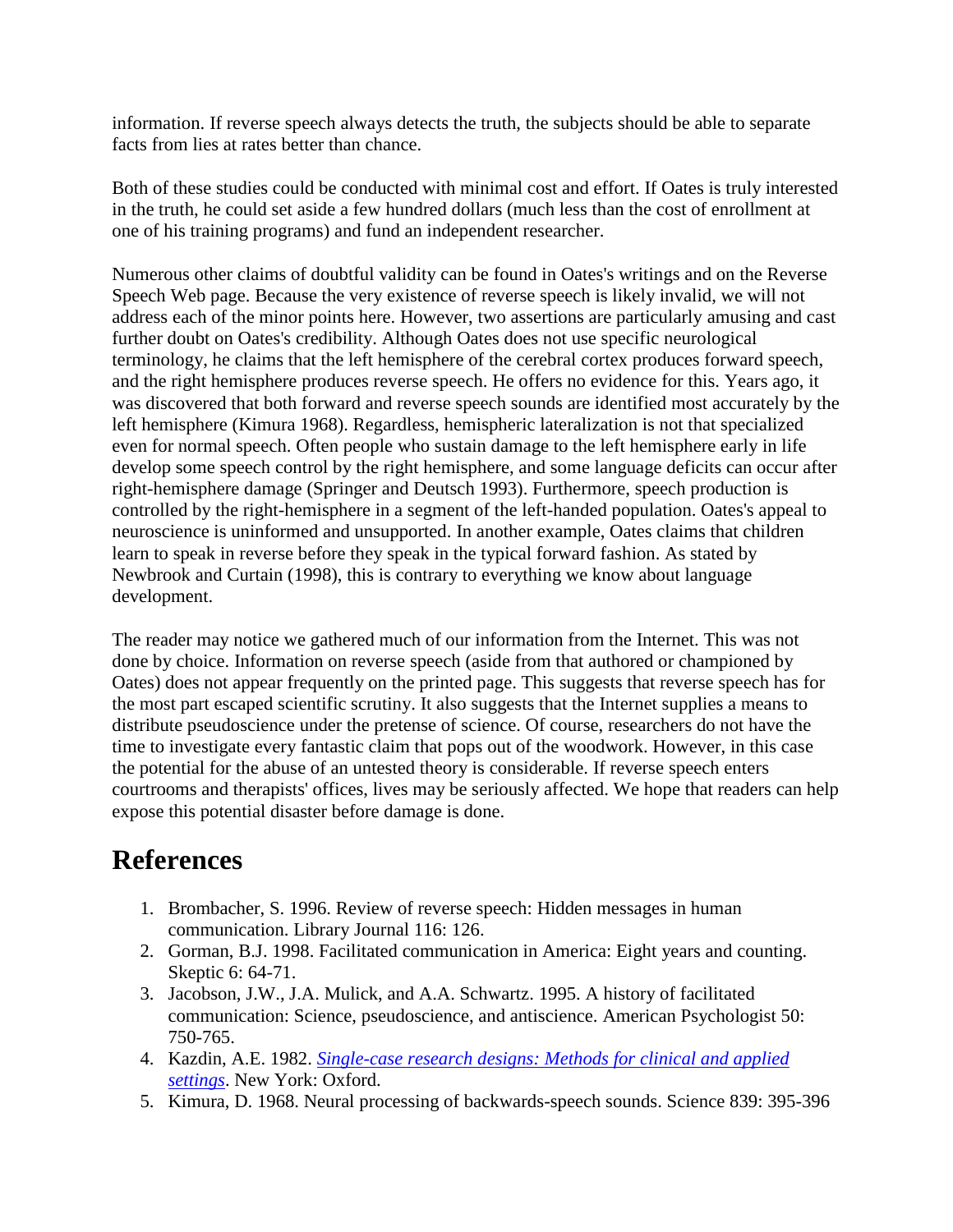information. If reverse speech always detects the truth, the subjects should be able to separate facts from lies at rates better than chance.

Both of these studies could be conducted with minimal cost and effort. If Oates is truly interested in the truth, he could set aside a few hundred dollars (much less than the cost of enrollment at one of his training programs) and fund an independent researcher.

Numerous other claims of doubtful validity can be found in Oates's writings and on the Reverse Speech Web page. Because the very existence of reverse speech is likely invalid, we will not address each of the minor points here. However, two assertions are particularly amusing and cast further doubt on Oates's credibility. Although Oates does not use specific neurological terminology, he claims that the left hemisphere of the cerebral cortex produces forward speech, and the right hemisphere produces reverse speech. He offers no evidence for this. Years ago, it was discovered that both forward and reverse speech sounds are identified most accurately by the left hemisphere (Kimura 1968). Regardless, hemispheric lateralization is not that specialized even for normal speech. Often people who sustain damage to the left hemisphere early in life develop some speech control by the right hemisphere, and some language deficits can occur after right-hemisphere damage (Springer and Deutsch 1993). Furthermore, speech production is controlled by the right-hemisphere in a segment of the left-handed population. Oates's appeal to neuroscience is uninformed and unsupported. In another example, Oates claims that children learn to speak in reverse before they speak in the typical forward fashion. As stated by Newbrook and Curtain (1998), this is contrary to everything we know about language development.

The reader may notice we gathered much of our information from the Internet. This was not done by choice. Information on reverse speech (aside from that authored or championed by Oates) does not appear frequently on the printed page. This suggests that reverse speech has for the most part escaped scientific scrutiny. It also suggests that the Internet supplies a means to distribute pseudoscience under the pretense of science. Of course, researchers do not have the time to investigate every fantastic claim that pops out of the woodwork. However, in this case the potential for the abuse of an untested theory is considerable. If reverse speech enters courtrooms and therapists' offices, lives may be seriously affected. We hope that readers can help expose this potential disaster before damage is done.

## References

1. Brombacher, S. 1996. Review of reverse speech: Hidden messages in human communication. Library Journal 116: 126.
2. Gorman, B.J. 1998. Facilitated communication in America: Eight years and counting. Skeptic 6: 64-71.
3. Jacobson, J.W., J.A. Mulick, and A.A. Schwartz. 1995. A history of facilitated communication: Science, pseudoscience, and antiscience. American Psychologist 50: 750-765.
4. Kazdin, A.E. 1982. *Single-case research designs: Methods for clinical and applied settings*. New York: Oxford.
5. Kimura, D. 1968. Neural processing of backwards-speech sounds. Science 839: 395-396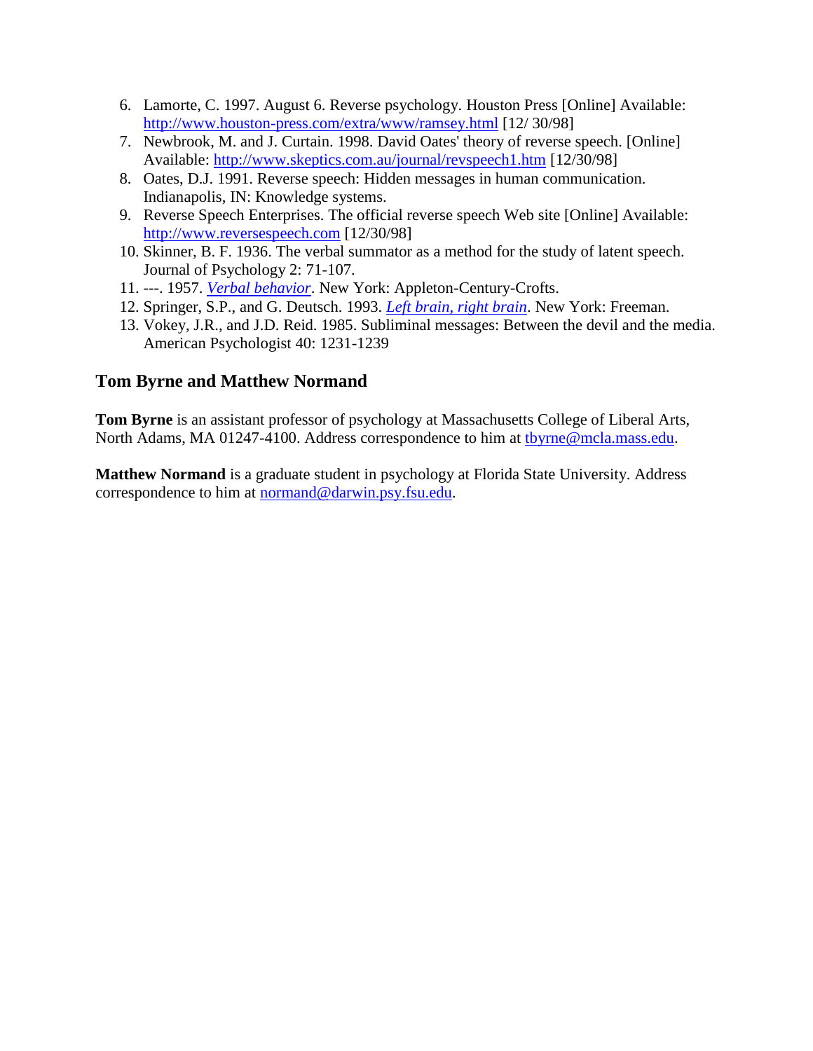6. Lamorte, C. 1997. August 6. Reverse psychology. Houston Press [Online] Available: http://www.houston-press.com/extra/www/ramsey.html [12/ 30/98]
7. Newbrook, M. and J. Curtain. 1998. David Oates' theory of reverse speech. [Online] Available: http://www.skeptics.com.au/journal/revspeech1.htm [12/30/98]
8. Oates, D.J. 1991. Reverse speech: Hidden messages in human communication. Indianapolis, IN: Knowledge systems.
9. Reverse Speech Enterprises. The official reverse speech Web site [Online] Available: http://www.reversespeech.com [12/30/98]
10. Skinner, B. F. 1936. The verbal summator as a method for the study of latent speech. Journal of Psychology 2: 71-107.
11. ---. 1957. *Verbal behavior*. New York: Appleton-Century-Crofts.
12. Springer, S.P., and G. Deutsch. 1993. *Left brain, right brain*. New York: Freeman.
13. Vokey, J.R., and J.D. Reid. 1985. Subliminal messages: Between the devil and the media. American Psychologist 40: 1231-1239

## Tom Byrne and Matthew Normand

**Tom Byrne** is an assistant professor of psychology at Massachusetts College of Liberal Arts, North Adams, MA 01247-4100. Address correspondence to him at tbyrne@mcla.mass.edu.

**Matthew Normand** is a graduate student in psychology at Florida State University. Address correspondence to him at normand@darwin.psy.fsu.edu.